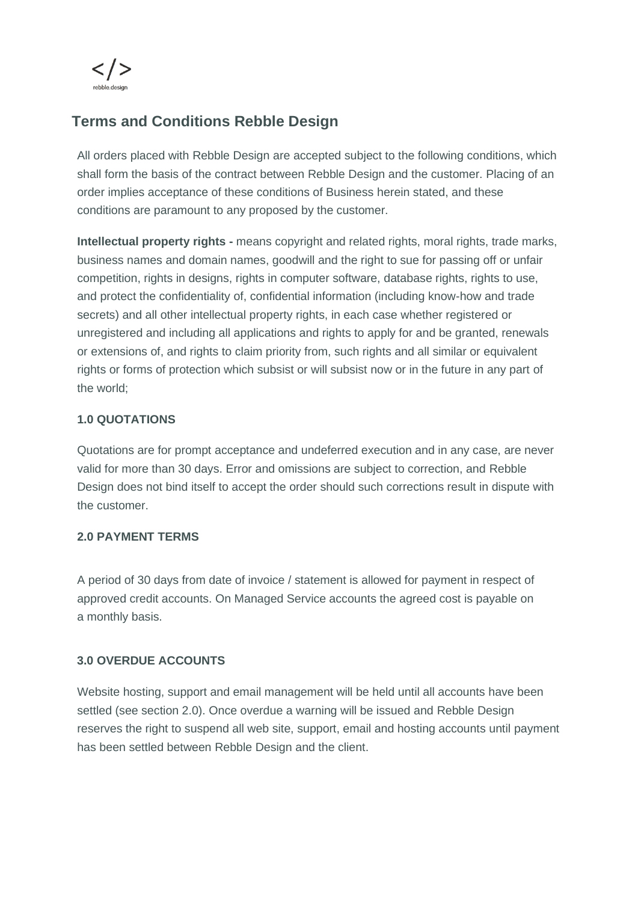</>
rebble.design

# Terms and Conditions Rebble Design

All orders placed with Rebble Design are accepted subject to the following conditions, which shall form the basis of the contract between Rebble Design and the customer. Placing of an order implies acceptance of these conditions of Business herein stated, and these conditions are paramount to any proposed by the customer.

**Intellectual property rights -** means copyright and related rights, moral rights, trade marks, business names and domain names, goodwill and the right to sue for passing off or unfair competition, rights in designs, rights in computer software, database rights, rights to use, and protect the confidentiality of, confidential information (including know-how and trade secrets) and all other intellectual property rights, in each case whether registered or unregistered and including all applications and rights to apply for and be granted, renewals or extensions of, and rights to claim priority from, such rights and all similar or equivalent rights or forms of protection which subsist or will subsist now or in the future in any part of the world;

### 1.0 QUOTATIONS

Quotations are for prompt acceptance and undeferred execution and in any case, are never valid for more than 30 days. Error and omissions are subject to correction, and Rebble Design does not bind itself to accept the order should such corrections result in dispute with the customer.

### 2.0 PAYMENT TERMS

A period of 30 days from date of invoice / statement is allowed for payment in respect of approved credit accounts. On Managed Service accounts the agreed cost is payable on a monthly basis.

### 3.0 OVERDUE ACCOUNTS

Website hosting, support and email management will be held until all accounts have been settled (see section 2.0). Once overdue a warning will be issued and Rebble Design reserves the right to suspend all web site, support, email and hosting accounts until payment has been settled between Rebble Design and the client.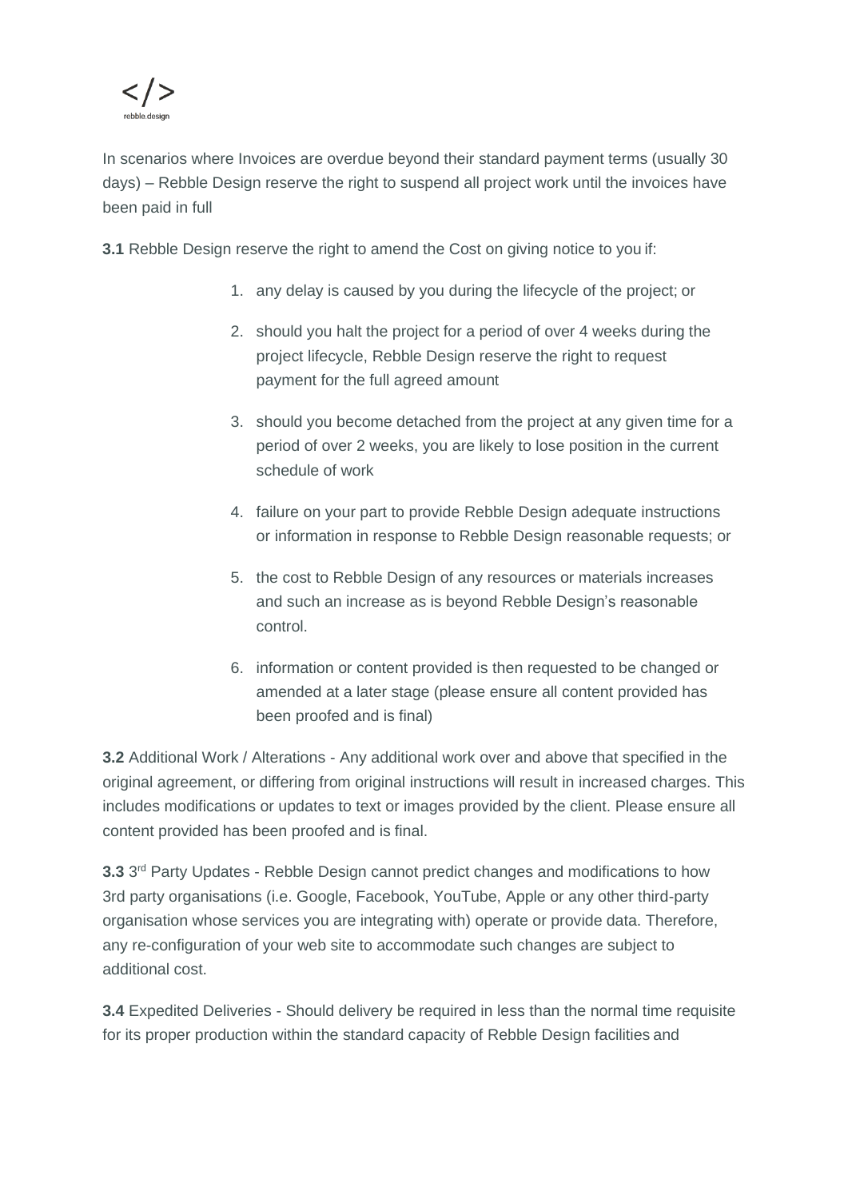In scenarios where Invoices are overdue beyond their standard payment terms (usually 30 days) – Rebble Design reserve the right to suspend all project work until the invoices have been paid in full

**3.1** Rebble Design reserve the right to amend the Cost on giving notice to you if:

1. any delay is caused by you during the lifecycle of the project; or
2. should you halt the project for a period of over 4 weeks during the project lifecycle, Rebble Design reserve the right to request payment for the full agreed amount
3. should you become detached from the project at any given time for a period of over 2 weeks, you are likely to lose position in the current schedule of work
4. failure on your part to provide Rebble Design adequate instructions or information in response to Rebble Design reasonable requests; or
5. the cost to Rebble Design of any resources or materials increases and such an increase as is beyond Rebble Design's reasonable control.
6. information or content provided is then requested to be changed or amended at a later stage (please ensure all content provided has been proofed and is final)

**3.2** Additional Work / Alterations - Any additional work over and above that specified in the original agreement, or differing from original instructions will result in increased charges. This includes modifications or updates to text or images provided by the client. Please ensure all content provided has been proofed and is final.

**3.3** 3rd Party Updates - Rebble Design cannot predict changes and modifications to how 3rd party organisations (i.e. Google, Facebook, YouTube, Apple or any other third-party organisation whose services you are integrating with) operate or provide data. Therefore, any re-configuration of your web site to accommodate such changes are subject to additional cost.

**3.4** Expedited Deliveries - Should delivery be required in less than the normal time requisite for its proper production within the standard capacity of Rebble Design facilities and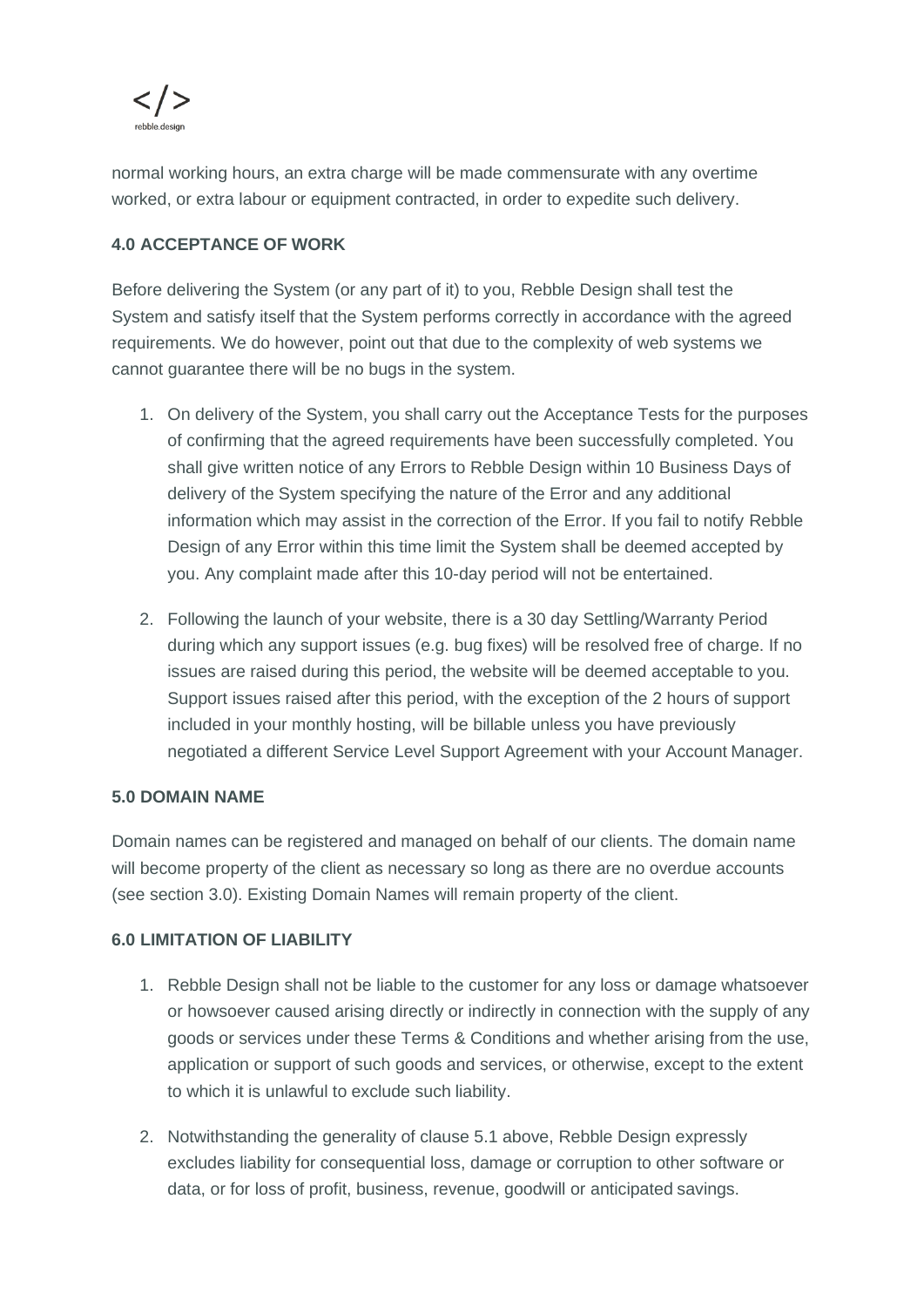normal working hours, an extra charge will be made commensurate with any overtime worked, or extra labour or equipment contracted, in order to expedite such delivery.

**4.0 ACCEPTANCE OF WORK**

Before delivering the System (or any part of it) to you, Rebble Design shall test the System and satisfy itself that the System performs correctly in accordance with the agreed requirements. We do however, point out that due to the complexity of web systems we cannot guarantee there will be no bugs in the system.

1. On delivery of the System, you shall carry out the Acceptance Tests for the purposes of confirming that the agreed requirements have been successfully completed. You shall give written notice of any Errors to Rebble Design within 10 Business Days of delivery of the System specifying the nature of the Error and any additional information which may assist in the correction of the Error. If you fail to notify Rebble Design of any Error within this time limit the System shall be deemed accepted by you. Any complaint made after this 10-day period will not be entertained.

2. Following the launch of your website, there is a 30 day Settling/Warranty Period during which any support issues (e.g. bug fixes) will be resolved free of charge. If no issues are raised during this period, the website will be deemed acceptable to you. Support issues raised after this period, with the exception of the 2 hours of support included in your monthly hosting, will be billable unless you have previously negotiated a different Service Level Support Agreement with your Account Manager.

**5.0 DOMAIN NAME**

Domain names can be registered and managed on behalf of our clients. The domain name will become property of the client as necessary so long as there are no overdue accounts (see section 3.0). Existing Domain Names will remain property of the client.

**6.0 LIMITATION OF LIABILITY**

1. Rebble Design shall not be liable to the customer for any loss or damage whatsoever or howsoever caused arising directly or indirectly in connection with the supply of any goods or services under these Terms & Conditions and whether arising from the use, application or support of such goods and services, or otherwise, except to the extent to which it is unlawful to exclude such liability.

2. Notwithstanding the generality of clause 5.1 above, Rebble Design expressly excludes liability for consequential loss, damage or corruption to other software or data, or for loss of profit, business, revenue, goodwill or anticipated savings.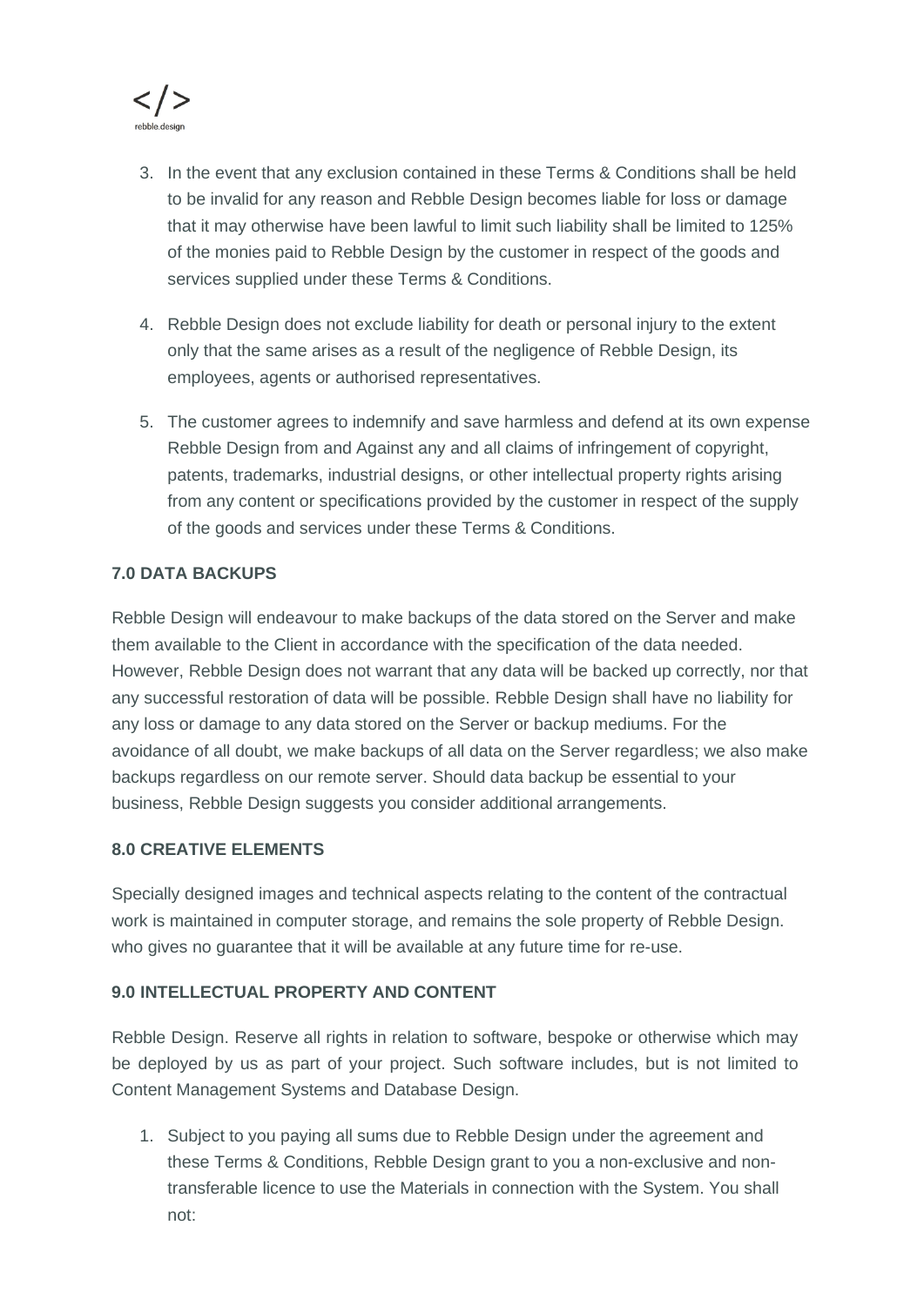3. In the event that any exclusion contained in these Terms & Conditions shall be held to be invalid for any reason and Rebble Design becomes liable for loss or damage that it may otherwise have been lawful to limit such liability shall be limited to 125% of the monies paid to Rebble Design by the customer in respect of the goods and services supplied under these Terms & Conditions.
4. Rebble Design does not exclude liability for death or personal injury to the extent only that the same arises as a result of the negligence of Rebble Design, its employees, agents or authorised representatives.
5. The customer agrees to indemnify and save harmless and defend at its own expense Rebble Design from and Against any and all claims of infringement of copyright, patents, trademarks, industrial designs, or other intellectual property rights arising from any content or specifications provided by the customer in respect of the supply of the goods and services under these Terms & Conditions.

**7.0 DATA BACKUPS**

Rebble Design will endeavour to make backups of the data stored on the Server and make them available to the Client in accordance with the specification of the data needed. However, Rebble Design does not warrant that any data will be backed up correctly, nor that any successful restoration of data will be possible. Rebble Design shall have no liability for any loss or damage to any data stored on the Server or backup mediums. For the avoidance of all doubt, we make backups of all data on the Server regardless; we also make backups regardless on our remote server. Should data backup be essential to your business, Rebble Design suggests you consider additional arrangements.

**8.0 CREATIVE ELEMENTS**

Specially designed images and technical aspects relating to the content of the contractual work is maintained in computer storage, and remains the sole property of Rebble Design. who gives no guarantee that it will be available at any future time for re-use.

**9.0 INTELLECTUAL PROPERTY AND CONTENT**

Rebble Design. Reserve all rights in relation to software, bespoke or otherwise which may be deployed by us as part of your project. Such software includes, but is not limited to Content Management Systems and Database Design.

1. Subject to you paying all sums due to Rebble Design under the agreement and these Terms & Conditions, Rebble Design grant to you a non-exclusive and non-transferable licence to use the Materials in connection with the System. You shall not: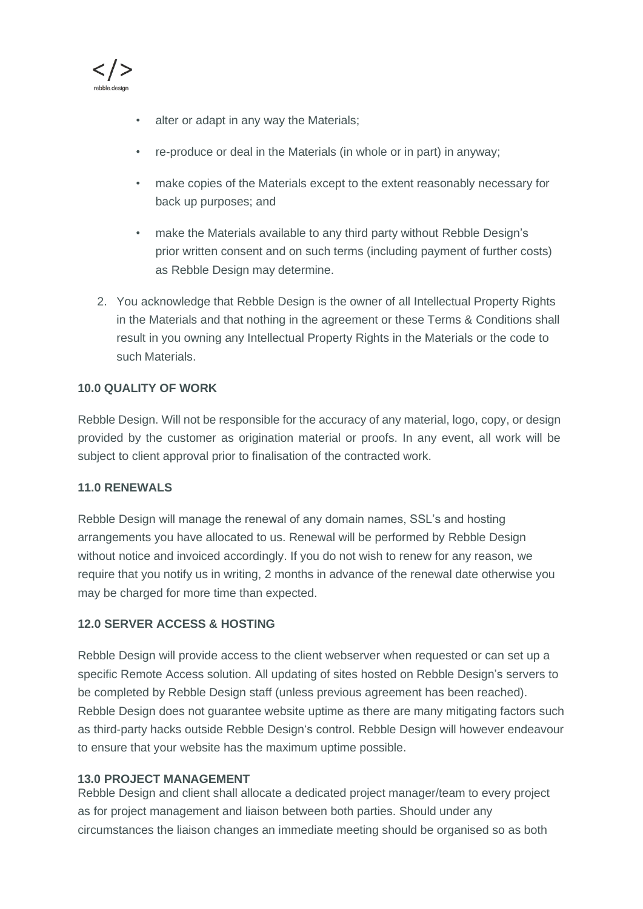- alter or adapt in any way the Materials;
- re-produce or deal in the Materials (in whole or in part) in anyway;
- make copies of the Materials except to the extent reasonably necessary for back up purposes; and
- make the Materials available to any third party without Rebble Design's prior written consent and on such terms (including payment of further costs) as Rebble Design may determine.

2. You acknowledge that Rebble Design is the owner of all Intellectual Property Rights in the Materials and that nothing in the agreement or these Terms & Conditions shall result in you owning any Intellectual Property Rights in the Materials or the code to such Materials.

**10.0 QUALITY OF WORK**

Rebble Design. Will not be responsible for the accuracy of any material, logo, copy, or design provided by the customer as origination material or proofs. In any event, all work will be subject to client approval prior to finalisation of the contracted work.

**11.0 RENEWALS**

Rebble Design will manage the renewal of any domain names, SSL's and hosting arrangements you have allocated to us. Renewal will be performed by Rebble Design without notice and invoiced accordingly. If you do not wish to renew for any reason, we require that you notify us in writing, 2 months in advance of the renewal date otherwise you may be charged for more time than expected.

**12.0 SERVER ACCESS & HOSTING**

Rebble Design will provide access to the client webserver when requested or can set up a specific Remote Access solution. All updating of sites hosted on Rebble Design's servers to be completed by Rebble Design staff (unless previous agreement has been reached). Rebble Design does not guarantee website uptime as there are many mitigating factors such as third-party hacks outside Rebble Design's control. Rebble Design will however endeavour to ensure that your website has the maximum uptime possible.

**13.0 PROJECT MANAGEMENT**

Rebble Design and client shall allocate a dedicated project manager/team to every project as for project management and liaison between both parties. Should under any circumstances the liaison changes an immediate meeting should be organised so as both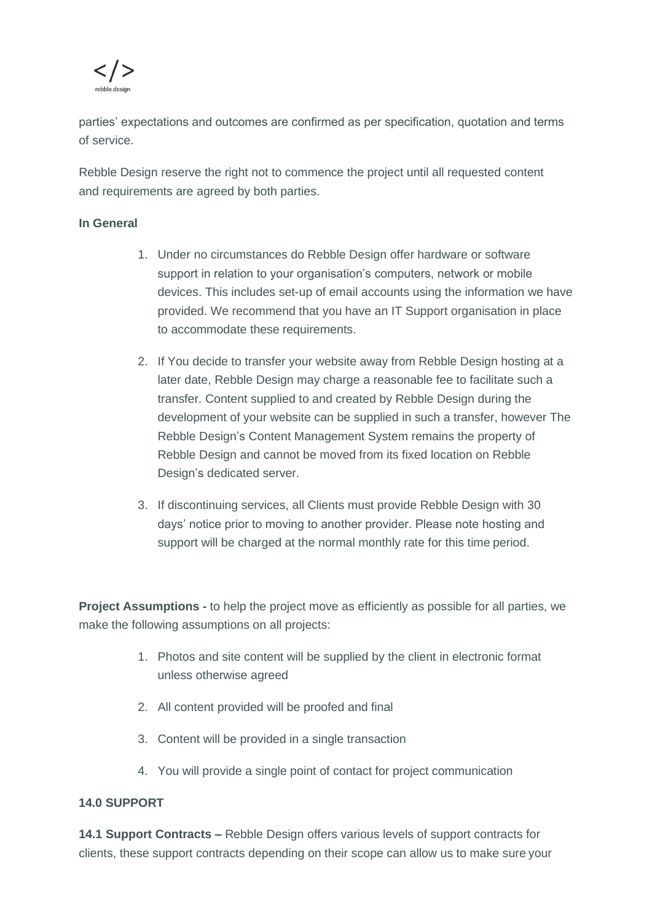parties' expectations and outcomes are confirmed as per specification, quotation and terms of service.

Rebble Design reserve the right not to commence the project until all requested content and requirements are agreed by both parties.

**In General**

1. Under no circumstances do Rebble Design offer hardware or software support in relation to your organisation's computers, network or mobile devices. This includes set-up of email accounts using the information we have provided. We recommend that you have an IT Support organisation in place to accommodate these requirements.

2. If You decide to transfer your website away from Rebble Design hosting at a later date, Rebble Design may charge a reasonable fee to facilitate such a transfer. Content supplied to and created by Rebble Design during the development of your website can be supplied in such a transfer, however The Rebble Design's Content Management System remains the property of Rebble Design and cannot be moved from its fixed location on Rebble Design's dedicated server.

3. If discontinuing services, all Clients must provide Rebble Design with 30 days' notice prior to moving to another provider. Please note hosting and support will be charged at the normal monthly rate for this time period.

**Project Assumptions -** to help the project move as efficiently as possible for all parties, we make the following assumptions on all projects:

1. Photos and site content will be supplied by the client in electronic format unless otherwise agreed

2. All content provided will be proofed and final

3. Content will be provided in a single transaction

4. You will provide a single point of contact for project communication

**14.0 SUPPORT**

**14.1 Support Contracts –** Rebble Design offers various levels of support contracts for clients, these support contracts depending on their scope can allow us to make sure your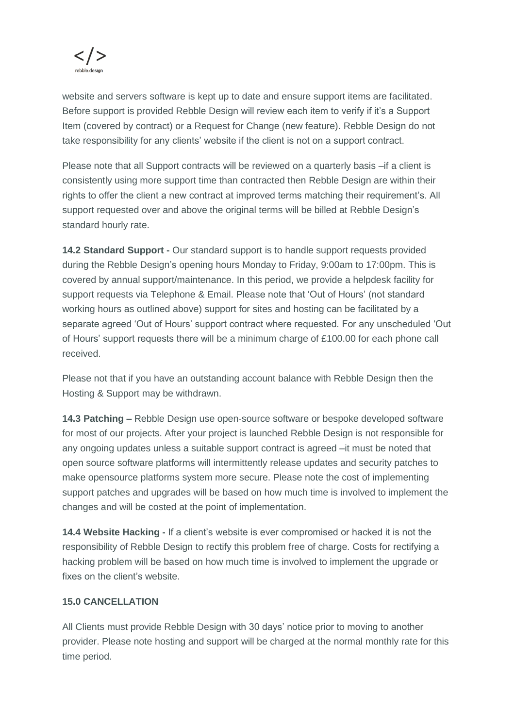website and servers software is kept up to date and ensure support items are facilitated. Before support is provided Rebble Design will review each item to verify if it's a Support Item (covered by contract) or a Request for Change (new feature). Rebble Design do not take responsibility for any clients' website if the client is not on a support contract.

Please note that all Support contracts will be reviewed on a quarterly basis –if a client is consistently using more support time than contracted then Rebble Design are within their rights to offer the client a new contract at improved terms matching their requirement's. All support requested over and above the original terms will be billed at Rebble Design's standard hourly rate.

**14.2 Standard Support -** Our standard support is to handle support requests provided during the Rebble Design's opening hours Monday to Friday, 9:00am to 17:00pm. This is covered by annual support/maintenance. In this period, we provide a helpdesk facility for support requests via Telephone & Email. Please note that 'Out of Hours' (not standard working hours as outlined above) support for sites and hosting can be facilitated by a separate agreed 'Out of Hours' support contract where requested. For any unscheduled 'Out of Hours' support requests there will be a minimum charge of £100.00 for each phone call received.

Please not that if you have an outstanding account balance with Rebble Design then the Hosting & Support may be withdrawn.

**14.3 Patching –** Rebble Design use open-source software or bespoke developed software for most of our projects. After your project is launched Rebble Design is not responsible for any ongoing updates unless a suitable support contract is agreed –it must be noted that open source software platforms will intermittently release updates and security patches to make opensource platforms system more secure. Please note the cost of implementing support patches and upgrades will be based on how much time is involved to implement the changes and will be costed at the point of implementation.

**14.4 Website Hacking -** If a client's website is ever compromised or hacked it is not the responsibility of Rebble Design to rectify this problem free of charge. Costs for rectifying a hacking problem will be based on how much time is involved to implement the upgrade or fixes on the client's website.

**15.0 CANCELLATION**

All Clients must provide Rebble Design with 30 days' notice prior to moving to another provider. Please note hosting and support will be charged at the normal monthly rate for this time period.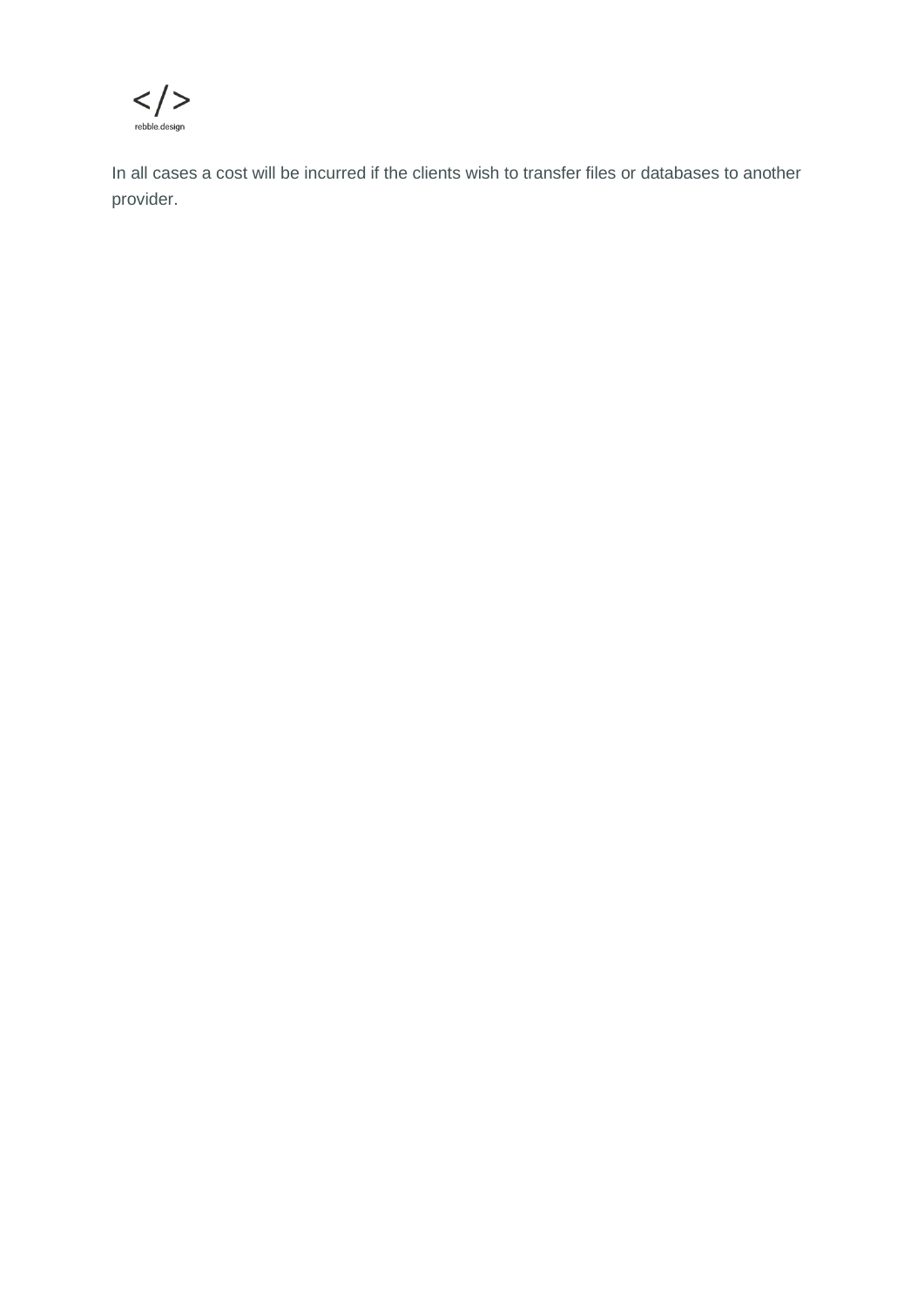In all cases a cost will be incurred if the clients wish to transfer files or databases to another provider.